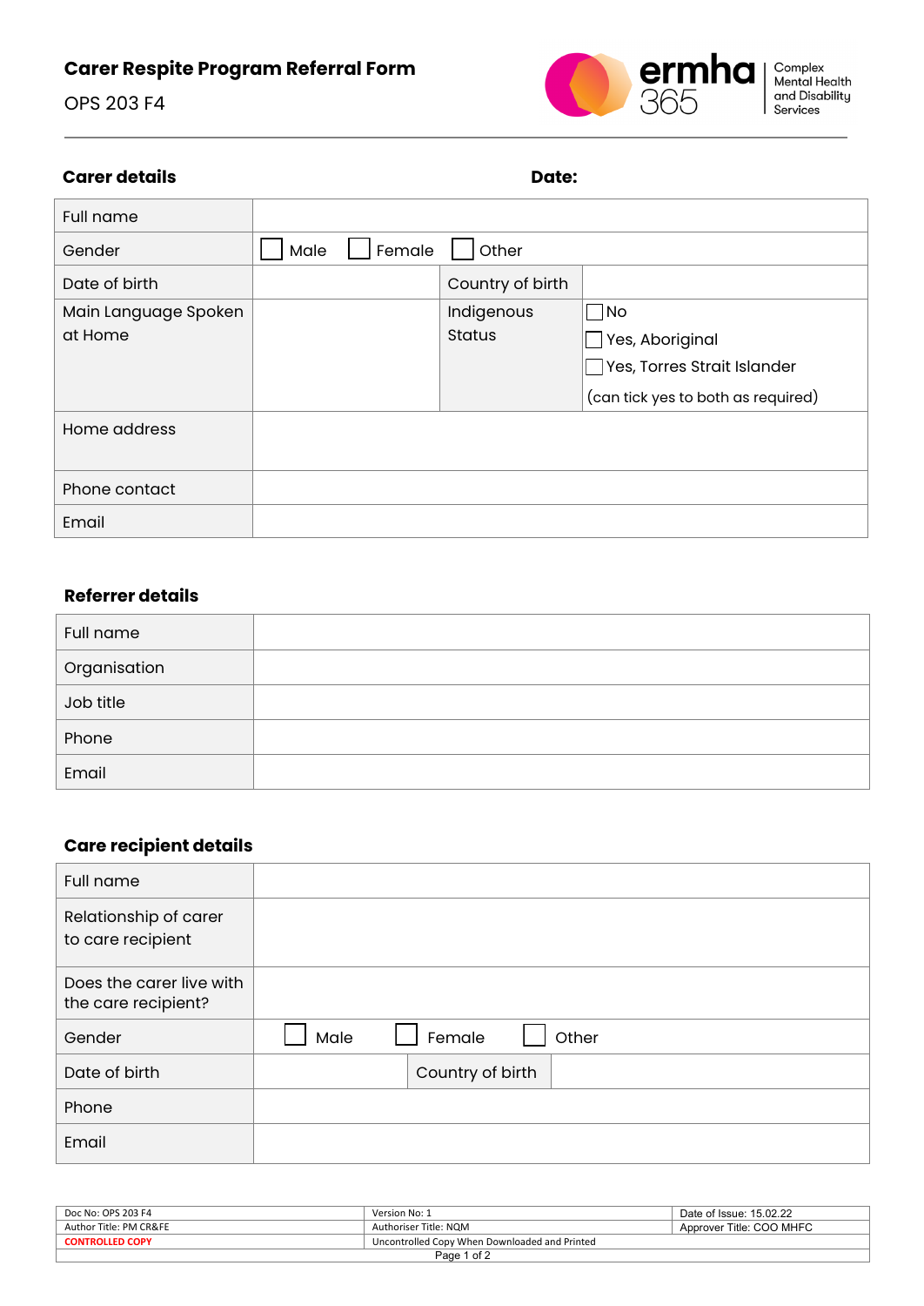# Carer Respite Program Referral Form

OPS 203 F4

ermha 365 | Complex Mental Health and Disability Services

## Carer details

**Date:**

| | | | |
|---|---|---|---|
| Full name | | | |
| Gender | ☐ Male ☐ Female ☐ Other | | |
| Date of birth | | Country of birth | |
| Main Language Spoken at Home | | Indigenous Status | ☐ No<br>☐ Yes, Aboriginal<br>☐ Yes, Torres Strait Islander<br>(can tick yes to both as required) |
| Home address | | | |
| Phone contact | | | |
| Email | | | |

## Referrer details

| | |
|---|---|
| Full name | |
| Organisation | |
| Job title | |
| Phone | |
| Email | |

## Care recipient details

| | | | |
|---|---|---|---|
| Full name | | | |
| Relationship of carer to care recipient | | | |
| Does the carer live with the care recipient? | | | |
| Gender | ☐ Male ☐ Female ☐ Other | | |
| Date of birth | | Country of birth | |
| Phone | | | |
| Email | | | |

| | | |
|---|---|---|
| Doc No: OPS 203 F4 | Version No: 1 | Date of Issue: 15.02.22 |
| Author Title: PM CR&FE | Authoriser Title: NQM | Approver Title: COO MHFC |
| CONTROLLED COPY | Uncontrolled Copy When Downloaded and Printed | |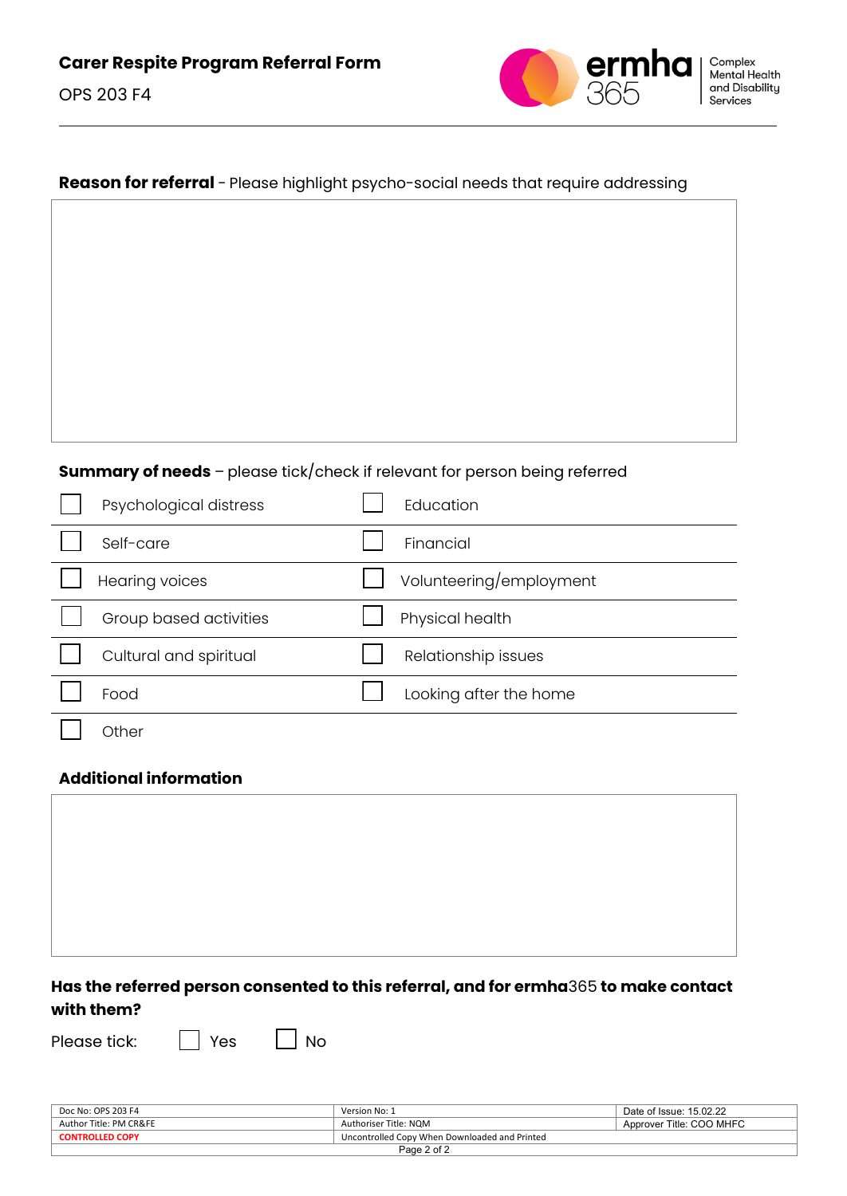**Reason for referral** - Please highlight psycho-social needs that require addressing

**Summary of needs** – please tick/check if relevant for person being referred

| | |
|---|---|
| ☐ Psychological distress | ☐ Education |
| ☐ Self-care | ☐ Financial |
| ☐ Hearing voices | ☐ Volunteering/employment |
| ☐ Group based activities | ☐ Physical health |
| ☐ Cultural and spiritual | ☐ Relationship issues |
| ☐ Food | ☐ Looking after the home |
| ☐ Other | |

**Additional information**

**Has the referred person consented to this referral, and for ermha365 to make contact with them?**

Please tick: ☐ Yes ☐ No

| | | |
|---|---|---|
| Doc No: OPS 203 F4 | Version No: 1 | Date of Issue: 15.02.22 |
| Author Title: PM CR&FE | Authoriser Title: NQM | Approver Title: COO MHFC |
| CONTROLLED COPY | Uncontrolled Copy When Downloaded and Printed | |